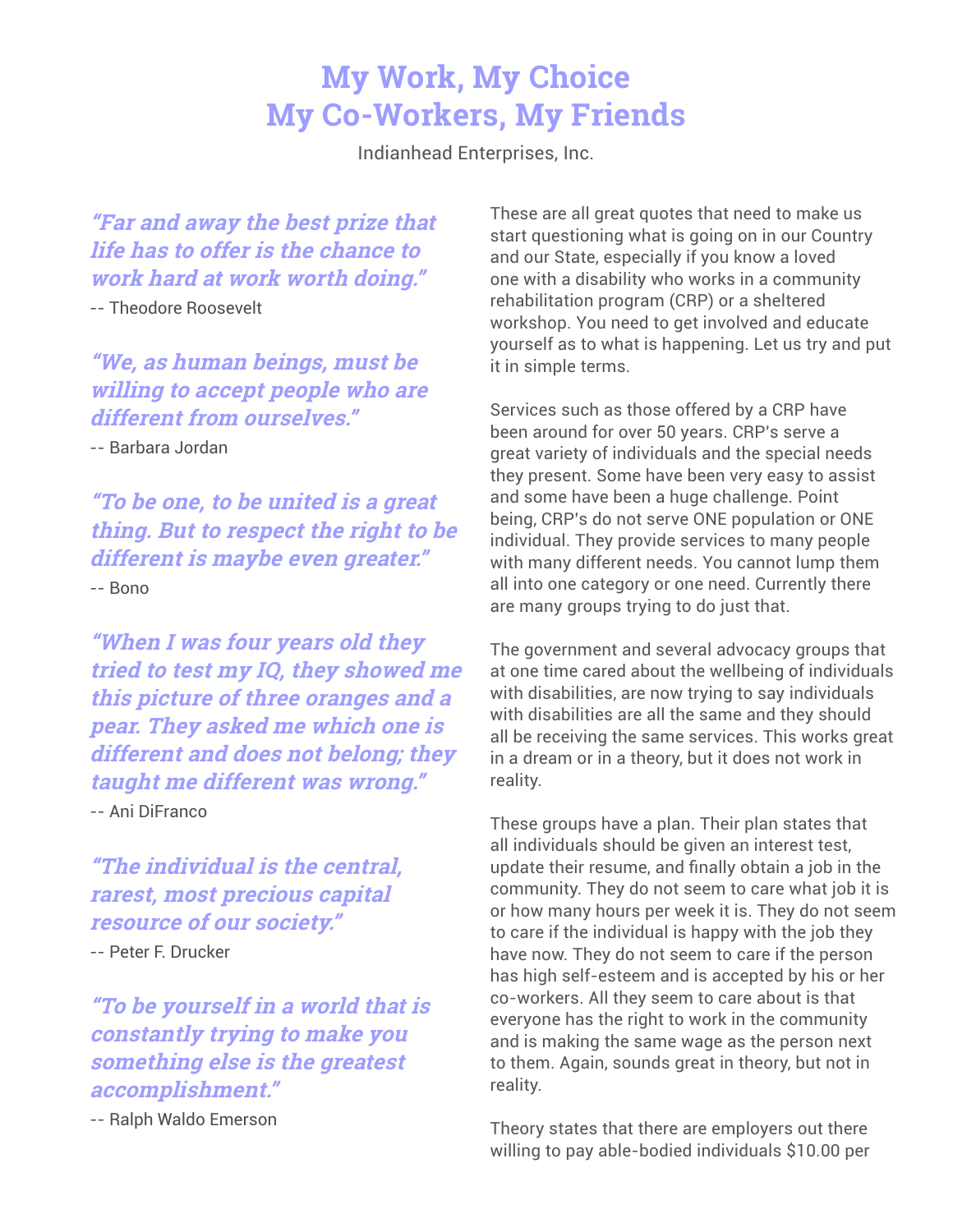# My Work, My Choice
# My Co-Workers, My Friends

Indianhead Enterprises, Inc.

*"Far and away the best prize that life has to offer is the chance to work hard at work worth doing."*

-- Theodore Roosevelt

*"We, as human beings, must be willing to accept people who are different from ourselves."*

-- Barbara Jordan

*"To be one, to be united is a great thing. But to respect the right to be different is maybe even greater."*

-- Bono

*"When I was four years old they tried to test my IQ, they showed me this picture of three oranges and a pear. They asked me which one is different and does not belong; they taught me different was wrong."*

-- Ani DiFranco

*"The individual is the central, rarest, most precious capital resource of our society."*

-- Peter F. Drucker

*"To be yourself in a world that is constantly trying to make you something else is the greatest accomplishment."*

-- Ralph Waldo Emerson

These are all great quotes that need to make us start questioning what is going on in our Country and our State, especially if you know a loved one with a disability who works in a community rehabilitation program (CRP) or a sheltered workshop. You need to get involved and educate yourself as to what is happening. Let us try and put it in simple terms.

Services such as those offered by a CRP have been around for over 50 years. CRP's serve a great variety of individuals and the special needs they present. Some have been very easy to assist and some have been a huge challenge. Point being, CRP's do not serve ONE population or ONE individual. They provide services to many people with many different needs. You cannot lump them all into one category or one need. Currently there are many groups trying to do just that.

The government and several advocacy groups that at one time cared about the wellbeing of individuals with disabilities, are now trying to say individuals with disabilities are all the same and they should all be receiving the same services. This works great in a dream or in a theory, but it does not work in reality.

These groups have a plan. Their plan states that all individuals should be given an interest test, update their resume, and finally obtain a job in the community. They do not seem to care what job it is or how many hours per week it is. They do not seem to care if the individual is happy with the job they have now. They do not seem to care if the person has high self-esteem and is accepted by his or her co-workers. All they seem to care about is that everyone has the right to work in the community and is making the same wage as the person next to them. Again, sounds great in theory, but not in reality.

Theory states that there are employers out there willing to pay able-bodied individuals $10.00 per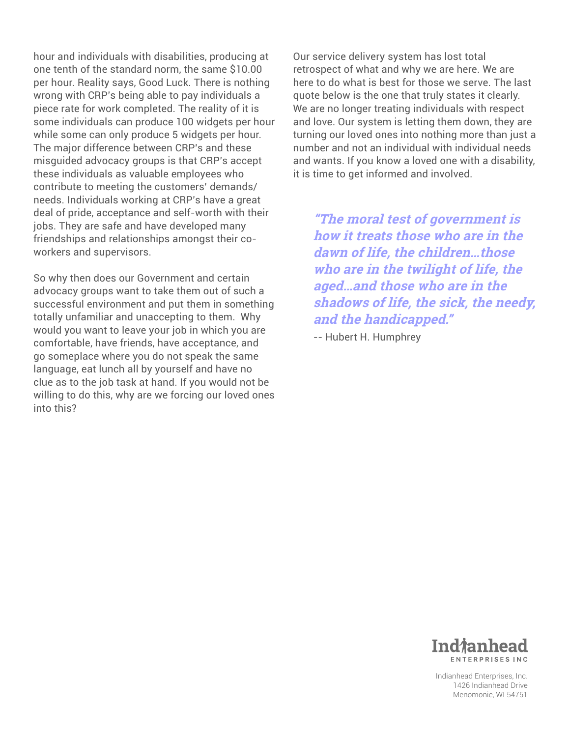hour and individuals with disabilities, producing at one tenth of the standard norm, the same $10.00 per hour. Reality says, Good Luck. There is nothing wrong with CRP's being able to pay individuals a piece rate for work completed. The reality of it is some individuals can produce 100 widgets per hour while some can only produce 5 widgets per hour. The major difference between CRP's and these misguided advocacy groups is that CRP's accept these individuals as valuable employees who contribute to meeting the customers' demands/needs. Individuals working at CRP's have a great deal of pride, acceptance and self-worth with their jobs. They are safe and have developed many friendships and relationships amongst their co-workers and supervisors.

So why then does our Government and certain advocacy groups want to take them out of such a successful environment and put them in something totally unfamiliar and unaccepting to them. Why would you want to leave your job in which you are comfortable, have friends, have acceptance, and go someplace where you do not speak the same language, eat lunch all by yourself and have no clue as to the job task at hand. If you would not be willing to do this, why are we forcing our loved ones into this?

Our service delivery system has lost total retrospect of what and why we are here. We are here to do what is best for those we serve. The last quote below is the one that truly states it clearly. We are no longer treating individuals with respect and love. Our system is letting them down, they are turning our loved ones into nothing more than just a number and not an individual with individual needs and wants. If you know a loved one with a disability, it is time to get informed and involved.

> ***"The moral test of government is how it treats those who are in the dawn of life, the children…those who are in the twilight of life, the aged…and those who are in the shadows of life, the sick, the needy, and the handicapped."***
>
> -- Hubert H. Humphrey

Indianhead Enterprises Inc

Indianhead Enterprises, Inc.
1426 Indianhead Drive
Menomonie, WI 54751